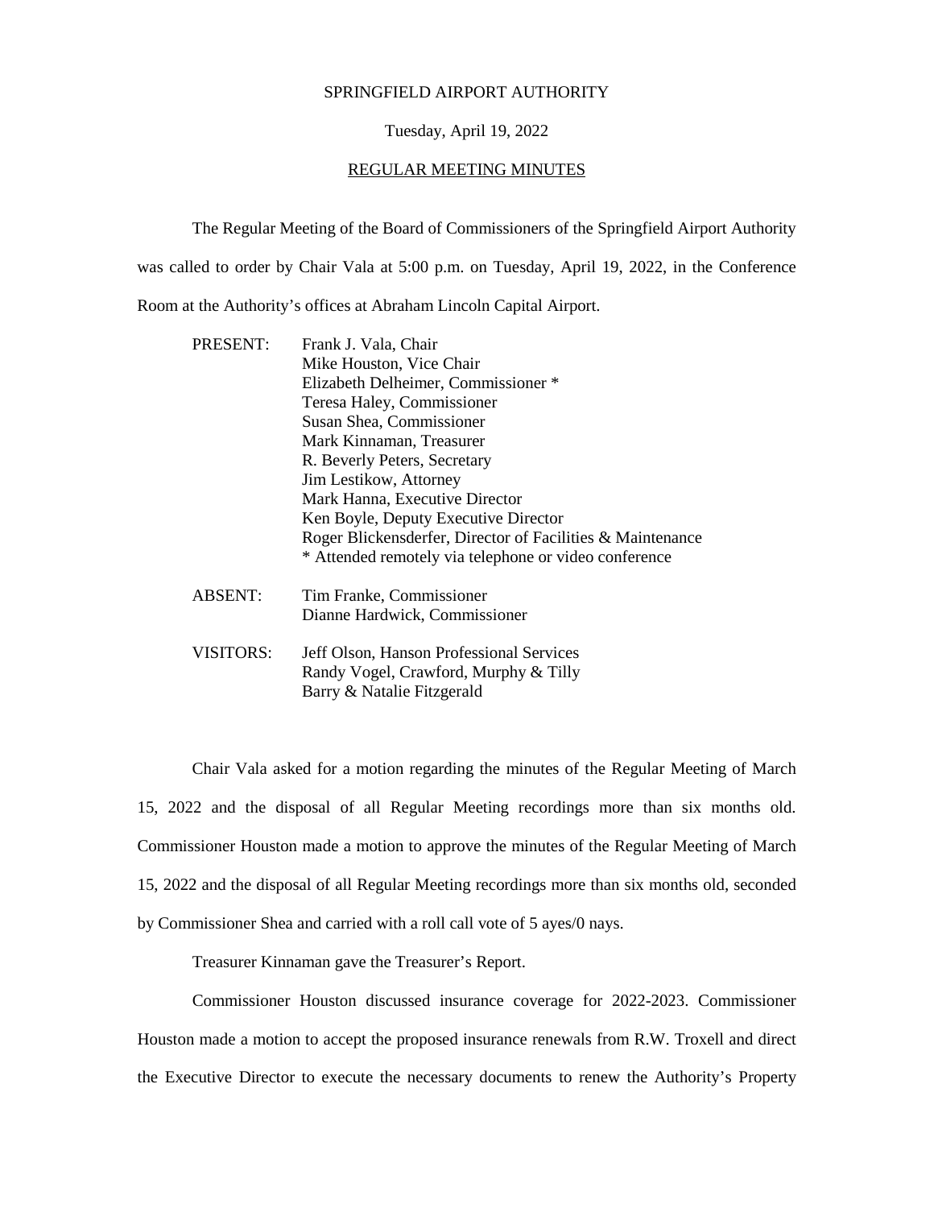SPRINGFIELD AIRPORT AUTHORITY

Tuesday, April 19, 2022

REGULAR MEETING MINUTES

The Regular Meeting of the Board of Commissioners of the Springfield Airport Authority was called to order by Chair Vala at 5:00 p.m. on Tuesday, April 19, 2022, in the Conference Room at the Authority's offices at Abraham Lincoln Capital Airport.

PRESENT:
- Frank J. Vala, Chair
- Mike Houston, Vice Chair
- Elizabeth Delheimer, Commissioner *
- Teresa Haley, Commissioner
- Susan Shea, Commissioner
- Mark Kinnaman, Treasurer
- R. Beverly Peters, Secretary
- Jim Lestikow, Attorney
- Mark Hanna, Executive Director
- Ken Boyle, Deputy Executive Director
- Roger Blickensderfer, Director of Facilities & Maintenance

\* Attended remotely via telephone or video conference

ABSENT:
- Tim Franke, Commissioner
- Dianne Hardwick, Commissioner

VISITORS:
- Jeff Olson, Hanson Professional Services
- Randy Vogel, Crawford, Murphy & Tilly
- Barry & Natalie Fitzgerald

Chair Vala asked for a motion regarding the minutes of the Regular Meeting of March 15, 2022 and the disposal of all Regular Meeting recordings more than six months old. Commissioner Houston made a motion to approve the minutes of the Regular Meeting of March 15, 2022 and the disposal of all Regular Meeting recordings more than six months old, seconded by Commissioner Shea and carried with a roll call vote of 5 ayes/0 nays.

Treasurer Kinnaman gave the Treasurer's Report.

Commissioner Houston discussed insurance coverage for 2022-2023. Commissioner Houston made a motion to accept the proposed insurance renewals from R.W. Troxell and direct the Executive Director to execute the necessary documents to renew the Authority's Property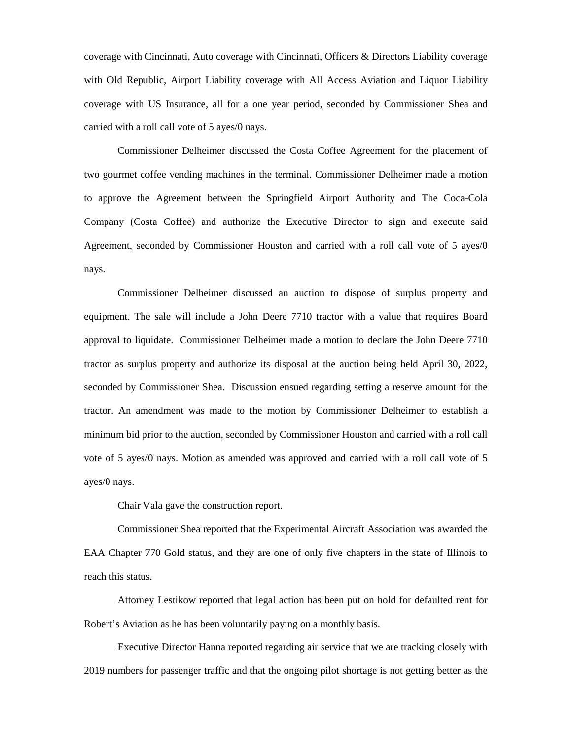coverage with Cincinnati, Auto coverage with Cincinnati, Officers & Directors Liability coverage with Old Republic, Airport Liability coverage with All Access Aviation and Liquor Liability coverage with US Insurance, all for a one year period, seconded by Commissioner Shea and carried with a roll call vote of 5 ayes/0 nays.

Commissioner Delheimer discussed the Costa Coffee Agreement for the placement of two gourmet coffee vending machines in the terminal. Commissioner Delheimer made a motion to approve the Agreement between the Springfield Airport Authority and The Coca-Cola Company (Costa Coffee) and authorize the Executive Director to sign and execute said Agreement, seconded by Commissioner Houston and carried with a roll call vote of 5 ayes/0 nays.

Commissioner Delheimer discussed an auction to dispose of surplus property and equipment. The sale will include a John Deere 7710 tractor with a value that requires Board approval to liquidate. Commissioner Delheimer made a motion to declare the John Deere 7710 tractor as surplus property and authorize its disposal at the auction being held April 30, 2022, seconded by Commissioner Shea. Discussion ensued regarding setting a reserve amount for the tractor. An amendment was made to the motion by Commissioner Delheimer to establish a minimum bid prior to the auction, seconded by Commissioner Houston and carried with a roll call vote of 5 ayes/0 nays. Motion as amended was approved and carried with a roll call vote of 5 ayes/0 nays.

Chair Vala gave the construction report.

Commissioner Shea reported that the Experimental Aircraft Association was awarded the EAA Chapter 770 Gold status, and they are one of only five chapters in the state of Illinois to reach this status.

Attorney Lestikow reported that legal action has been put on hold for defaulted rent for Robert's Aviation as he has been voluntarily paying on a monthly basis.

Executive Director Hanna reported regarding air service that we are tracking closely with 2019 numbers for passenger traffic and that the ongoing pilot shortage is not getting better as the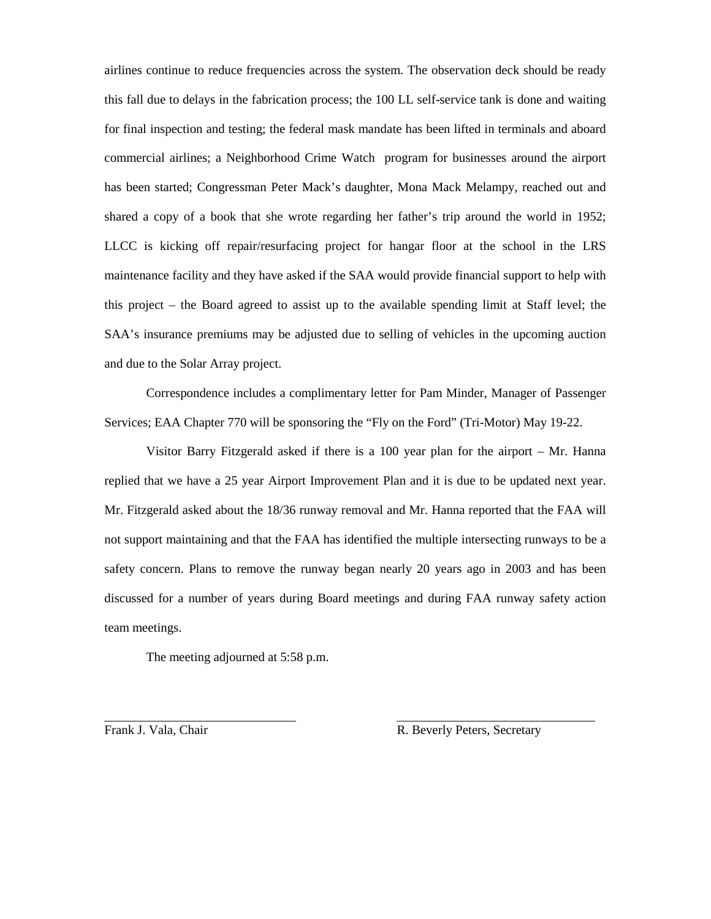airlines continue to reduce frequencies across the system. The observation deck should be ready this fall due to delays in the fabrication process; the 100 LL self-service tank is done and waiting for final inspection and testing; the federal mask mandate has been lifted in terminals and aboard commercial airlines; a Neighborhood Crime Watch program for businesses around the airport has been started; Congressman Peter Mack's daughter, Mona Mack Melampy, reached out and shared a copy of a book that she wrote regarding her father's trip around the world in 1952; LLCC is kicking off repair/resurfacing project for hangar floor at the school in the LRS maintenance facility and they have asked if the SAA would provide financial support to help with this project – the Board agreed to assist up to the available spending limit at Staff level; the SAA's insurance premiums may be adjusted due to selling of vehicles in the upcoming auction and due to the Solar Array project.

Correspondence includes a complimentary letter for Pam Minder, Manager of Passenger Services; EAA Chapter 770 will be sponsoring the "Fly on the Ford" (Tri-Motor) May 19-22.

Visitor Barry Fitzgerald asked if there is a 100 year plan for the airport – Mr. Hanna replied that we have a 25 year Airport Improvement Plan and it is due to be updated next year. Mr. Fitzgerald asked about the 18/36 runway removal and Mr. Hanna reported that the FAA will not support maintaining and that the FAA has identified the multiple intersecting runways to be a safety concern. Plans to remove the runway began nearly 20 years ago in 2003 and has been discussed for a number of years during Board meetings and during FAA runway safety action team meetings.

The meeting adjourned at 5:58 p.m.

\_\_\_\_\_\_\_\_\_\_\_\_\_\_\_\_\_\_\_\_\_\_\_\_\_\_\_\_\_\_ \_\_\_\_\_\_\_\_\_\_\_\_\_\_\_\_\_\_\_\_\_\_\_\_\_\_\_\_\_\_

Frank J. Vala, Chair R. Beverly Peters, Secretary